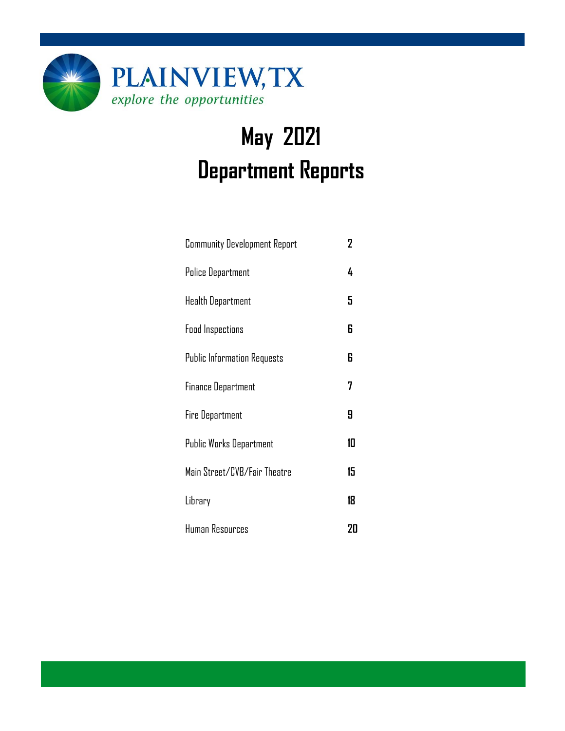PLAINVIEW, TX

*explore the opportunities*

# May 2021
# Department Reports

| | |
|---|---|
| Community Development Report | 2 |
| Police Department | 4 |
| Health Department | 5 |
| Food Inspections | 6 |
| Public Information Requests | 6 |
| Finance Department | 7 |
| Fire Department | 9 |
| Public Works Department | 10 |
| Main Street/CVB/Fair Theatre | 15 |
| Library | 18 |
| Human Resources | 20 |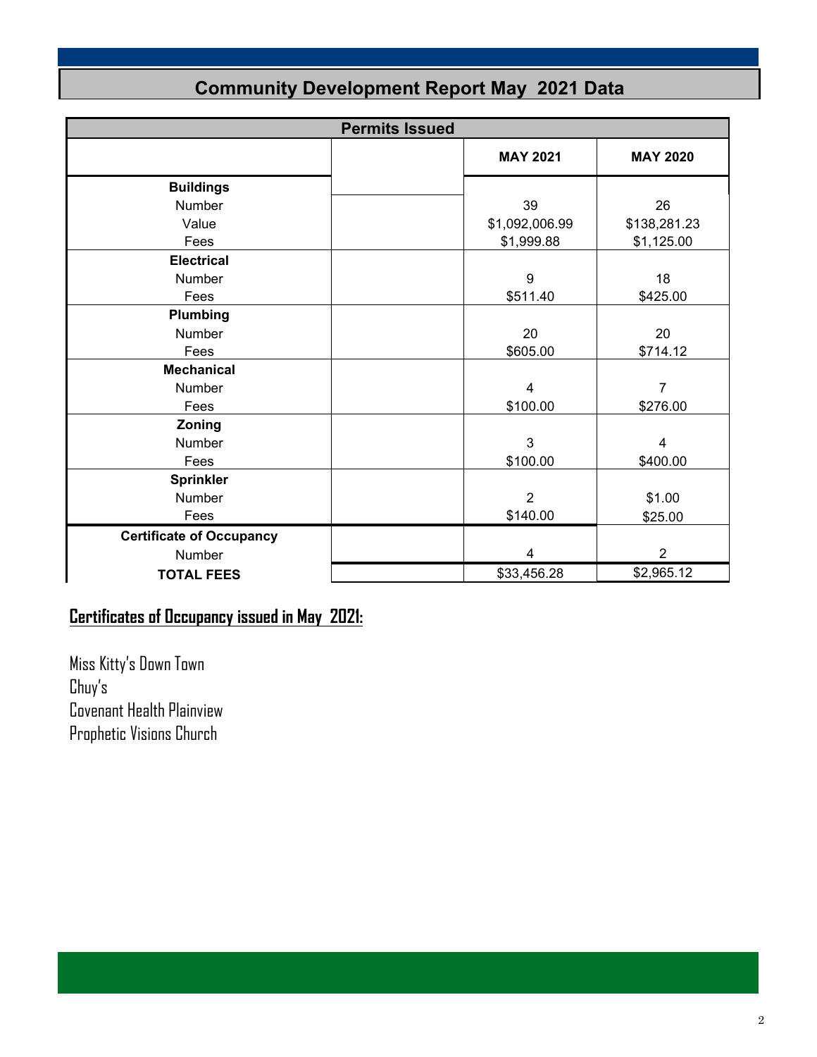# Community Development Report May 2021 Data

| Permits Issued | | MAY 2021 | MAY 2020 |
|---|---|---|---|
| **Buildings** | | | |
| Number | | 39 | 26 |
| Value | | $1,092,006.99 | $138,281.23 |
| Fees | | $1,999.88 | $1,125.00 |
| **Electrical** | | | |
| Number | | 9 | 18 |
| Fees | | $511.40 | $425.00 |
| **Plumbing** | | | |
| Number | | 20 | 20 |
| Fees | | $605.00 | $714.12 |
| **Mechanical** | | | |
| Number | | 4 | 7 |
| Fees | | $100.00 | $276.00 |
| **Zoning** | | | |
| Number | | 3 | 4 |
| Fees | | $100.00 | $400.00 |
| **Sprinkler** | | | |
| Number | | 2 | $1.00 |
| Fees | | $140.00 | $25.00 |
| **Certificate of Occupancy** | | | |
| Number | | 4 | 2 |
| **TOTAL FEES** | | $33,456.28 | $2,965.12 |

## Certificates of Occupancy issued in May 2021:

Miss Kitty's Down Town
Chuy's
Covenant Health Plainview
Prophetic Visions Church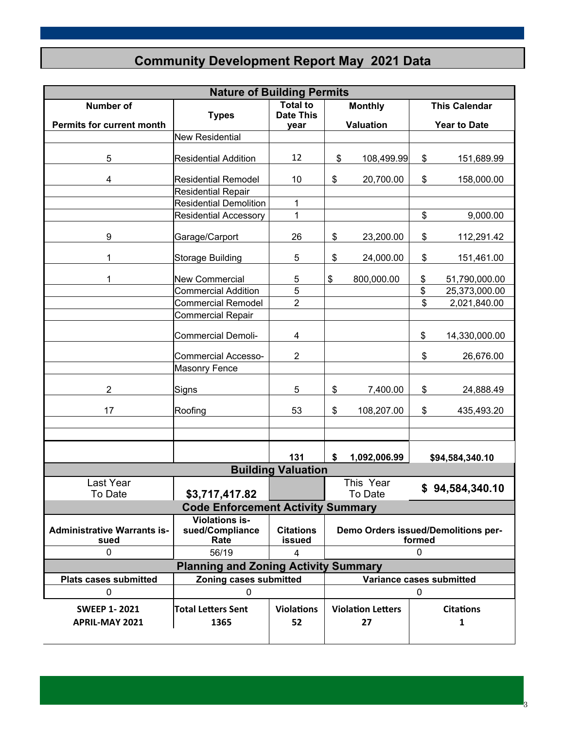# Community Development Report May 2021 Data

## Nature of Building Permits

| Number of Permits for current month | Types | Total to Date This year | Monthly Valuation | This Calendar Year to Date |
|---|---|---|---|---|
| | New Residential | | | |
| 5 | Residential Addition | 12 | $ 108,499.99 | $ 151,689.99 |
| 4 | Residential Remodel | 10 | $ 20,700.00 | $ 158,000.00 |
| | Residential Repair | | | |
| | Residential Demolition | 1 | | |
| | Residential Accessory | 1 | | $ 9,000.00 |
| 9 | Garage/Carport | 26 | $ 23,200.00 | $ 112,291.42 |
| 1 | Storage Building | 5 | $ 24,000.00 | $ 151,461.00 |
| 1 | New Commercial | 5 | $ 800,000.00 | $ 51,790,000.00 |
| | Commercial Addition | 5 | | $ 25,373,000.00 |
| | Commercial Remodel | 2 | | $ 2,021,840.00 |
| | Commercial Repair | | | |
| | Commercial Demoli- | 4 | | $ 14,330,000.00 |
| | Commercial Accesso- | 2 | | $ 26,676.00 |
| | Masonry Fence | | | |
| 2 | Signs | 5 | $ 7,400.00 | $ 24,888.49 |
| 17 | Roofing | 53 | $ 108,207.00 | $ 435,493.20 |
| | | | | |
| | | | | |
| | | **131** | **$ 1,092,006.99** | **$94,584,340.10** |

## Building Valuation

| Last Year To Date | **$3,717,417.82** | | This Year To Date | **$ 94,584,340.10** |
|---|---|---|---|---|

## Code Enforcement Activity Summary

| Administrative Warrants issued | Violations issued/Compliance Rate | Citations issued | Demo Orders issued/Demolitions performed |
|---|---|---|---|
| 0 | 56/19 | 4 | 0 |

## Planning and Zoning Activity Summary

| Plats cases submitted | Zoning cases submitted | Variance cases submitted |
|---|---|---|
| 0 | 0 | 0 |

| SWEEP 1- 2021 APRIL-MAY 2021 | Total Letters Sent | Violations | Violation Letters | Citations |
|---|---|---|---|---|
| | 1365 | 52 | 27 | 1 |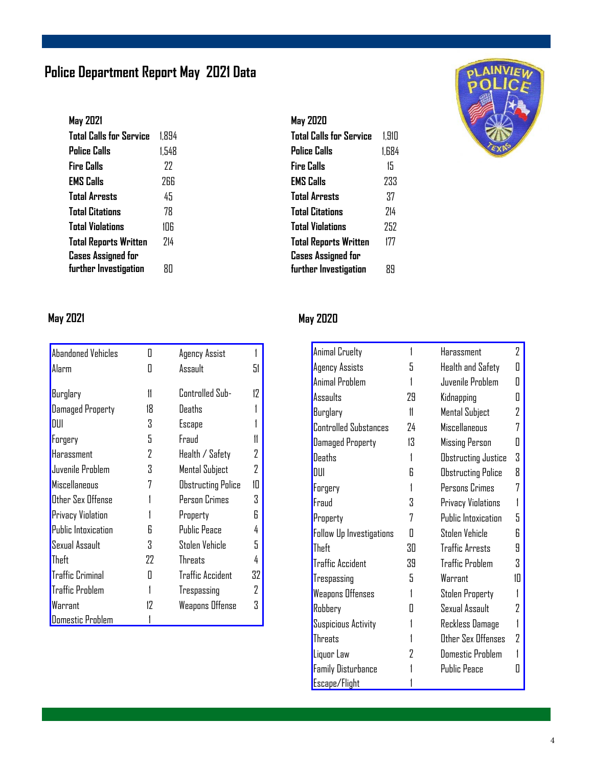# Police Department Report May 2021 Data

| May 2021 | |
|---|---|
| Total Calls for Service | 1,894 |
| Police Calls | 1,548 |
| Fire Calls | 22 |
| EMS Calls | 266 |
| Total Arrests | 45 |
| Total Citations | 78 |
| Total Violations | 106 |
| Total Reports Written | 214 |
| Cases Assigned for further Investigation | 80 |

| May 2020 | |
|---|---|
| Total Calls for Service | 1,910 |
| Police Calls | 1,684 |
| Fire Calls | 15 |
| EMS Calls | 233 |
| Total Arrests | 37 |
| Total Citations | 214 |
| Total Violations | 252 |
| Total Reports Written | 177 |
| Cases Assigned for further Investigation | 89 |

## May 2021

| | | | |
|---|---|---|---|
| Abandoned Vehicles | 0 | Agency Assist | 1 |
| Alarm | 0 | Assault | 51 |
| Burglary | 11 | Controlled Sub- | 12 |
| Damaged Property | 18 | Deaths | 1 |
| DUI | 3 | Escape | 1 |
| Forgery | 5 | Fraud | 11 |
| Harassment | 2 | Health / Safety | 2 |
| Juvenile Problem | 3 | Mental Subject | 2 |
| Miscellaneous | 7 | Obstructing Police | 10 |
| Other Sex Offense | 1 | Person Crimes | 3 |
| Privacy Violation | 1 | Property | 6 |
| Public Intoxication | 6 | Public Peace | 4 |
| Sexual Assault | 3 | Stolen Vehicle | 5 |
| Theft | 22 | Threats | 4 |
| Traffic Criminal | 0 | Traffic Accident | 32 |
| Traffic Problem | 1 | Trespassing | 2 |
| Warrant | 12 | Weapons Offense | 3 |
| Domestic Problem | 1 | | |

## May 2020

| | | | |
|---|---|---|---|
| Animal Cruelty | 1 | Harassment | 2 |
| Agency Assists | 5 | Health and Safety | 0 |
| Animal Problem | 1 | Juvenile Problem | 0 |
| Assaults | 29 | Kidnapping | 0 |
| Burglary | 11 | Mental Subject | 2 |
| Controlled Substances | 24 | Miscellaneous | 7 |
| Damaged Property | 13 | Missing Person | 0 |
| Deaths | 1 | Obstructing Justice | 3 |
| DUI | 6 | Obstructing Police | 8 |
| Forgery | 1 | Persons Crimes | 7 |
| Fraud | 3 | Privacy Violations | 1 |
| Property | 7 | Public Intoxication | 5 |
| Follow Up Investigations | 0 | Stolen Vehicle | 6 |
| Theft | 30 | Traffic Arrests | 9 |
| Traffic Accident | 39 | Traffic Problem | 3 |
| Trespassing | 5 | Warrant | 10 |
| Weapons Offenses | 1 | Stolen Property | 1 |
| Robbery | 0 | Sexual Assault | 2 |
| Suspicious Activity | 1 | Reckless Damage | 1 |
| Threats | 1 | Other Sex Offenses | 2 |
| Liquor Law | 2 | Domestic Problem | 1 |
| Family Disturbance | 1 | Public Peace | 0 |
| Escape/Flight | 1 | | |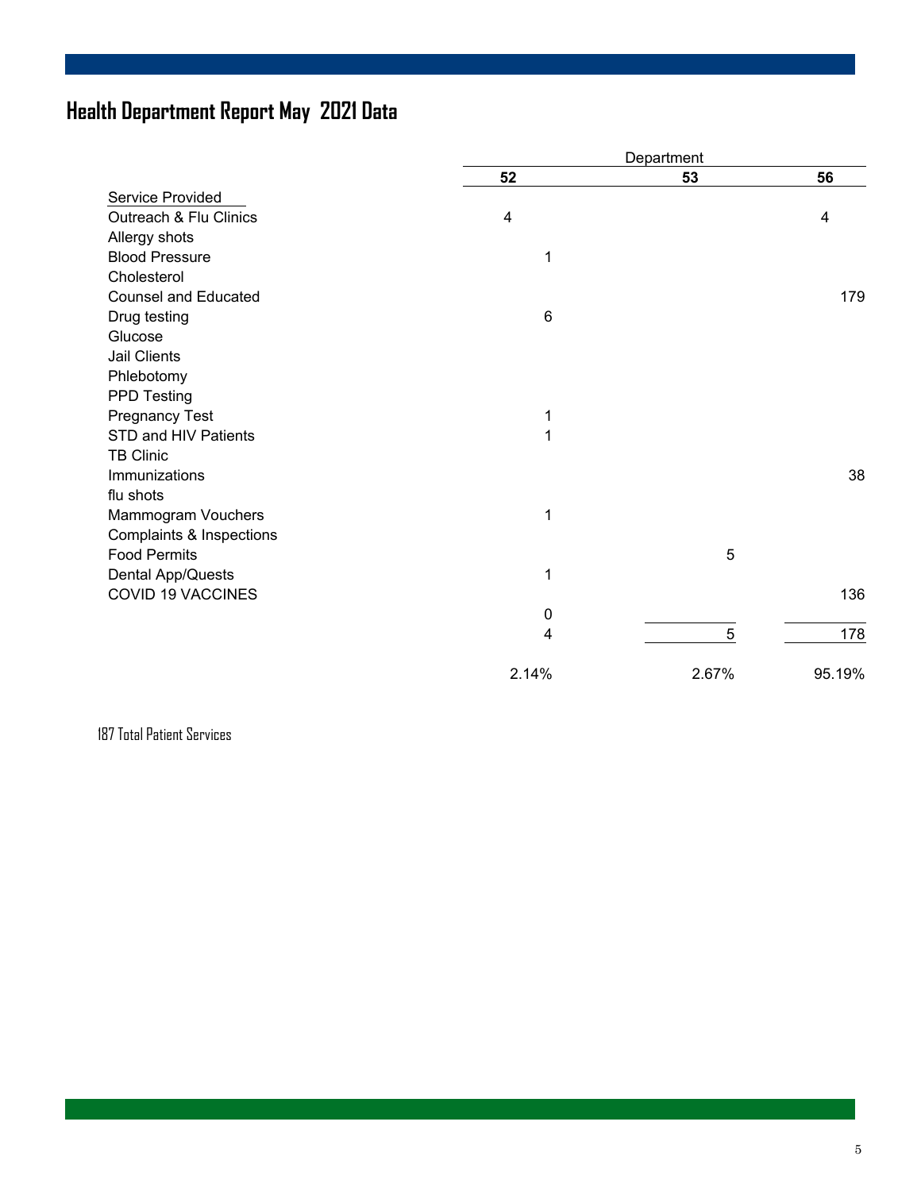# Health Department Report May 2021 Data

| | Department | | |
|---|---|---|---|
| | **52** | **53** | **56** |
| Service Provided | | | |
| Outreach & Flu Clinics | 4 | | 4 |
| Allergy shots | | | |
| Blood Pressure | 1 | | |
| Cholesterol | | | |
| Counsel and Educated | | | 179 |
| Drug testing | 6 | | |
| Glucose | | | |
| Jail Clients | | | |
| Phlebotomy | | | |
| PPD Testing | | | |
| Pregnancy Test | 1 | | |
| STD and HIV Patients | 1 | | |
| TB Clinic | | | |
| Immunizations | | | 38 |
| flu shots | | | |
| Mammogram Vouchers | 1 | | |
| Complaints & Inspections | | | |
| Food Permits | | 5 | |
| Dental App/Quests | 1 | | |
| COVID 19 VACCINES | | | 136 |
| | 0 | | |
| | 4 | 5 | 178 |
| | 2.14% | 2.67% | 95.19% |

187 Total Patient Services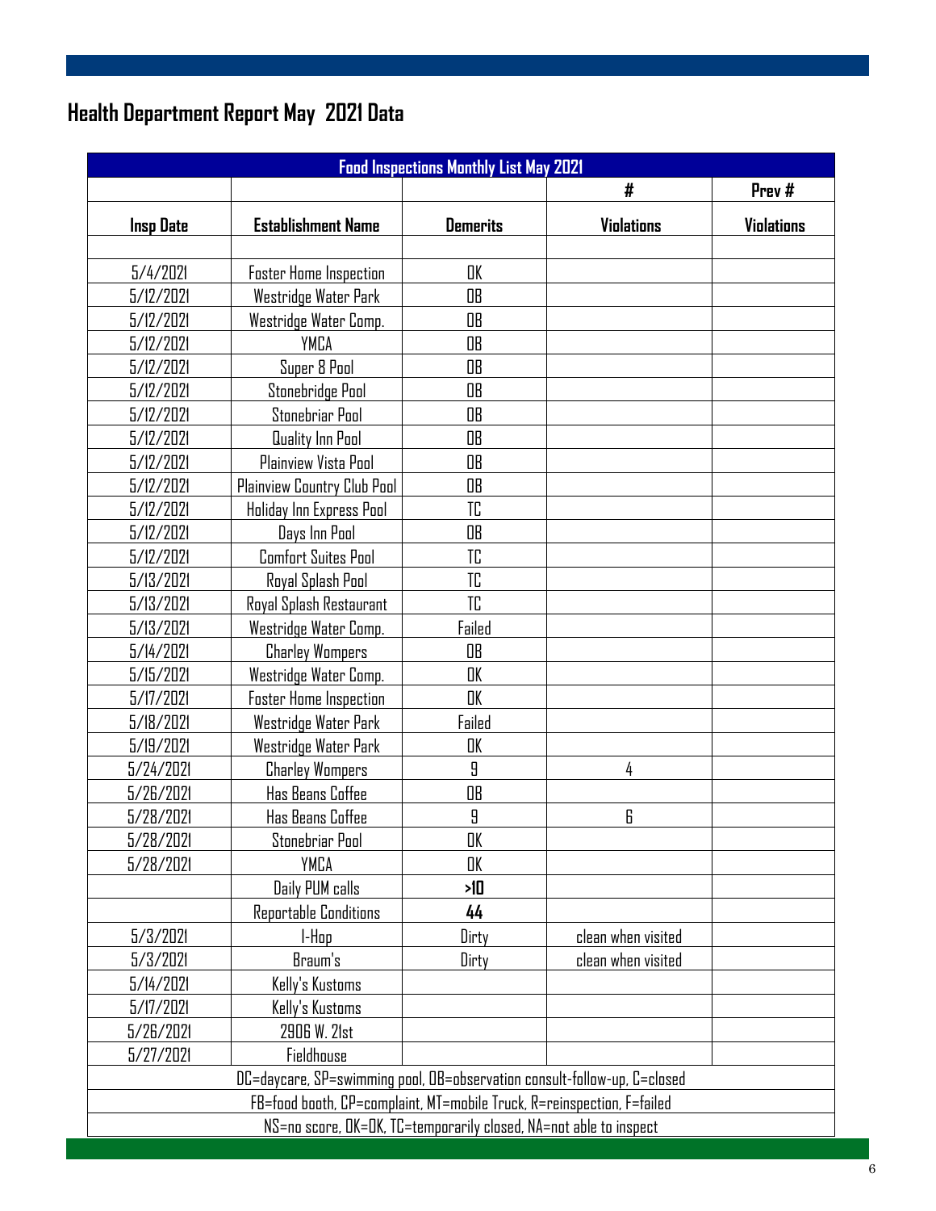# Health Department Report May 2021 Data

| Food Inspections Monthly List May 2021 | | | | |
|---|---|---|---|---|
| | | | # | Prev # |
| Insp Date | Establishment Name | Demerits | Violations | Violations |
| | | | | |
| 5/4/2021 | Foster Home Inspection | OK | | |
| 5/12/2021 | Westridge Water Park | OB | | |
| 5/12/2021 | Westridge Water Comp. | OB | | |
| 5/12/2021 | YMCA | OB | | |
| 5/12/2021 | Super 8 Pool | OB | | |
| 5/12/2021 | Stonebridge Pool | OB | | |
| 5/12/2021 | Stonebriar Pool | OB | | |
| 5/12/2021 | Quality Inn Pool | OB | | |
| 5/12/2021 | Plainview Vista Pool | OB | | |
| 5/12/2021 | Plainview Country Club Pool | OB | | |
| 5/12/2021 | Holiday Inn Express Pool | TC | | |
| 5/12/2021 | Days Inn Pool | OB | | |
| 5/12/2021 | Comfort Suites Pool | TC | | |
| 5/13/2021 | Royal Splash Pool | TC | | |
| 5/13/2021 | Royal Splash Restaurant | TC | | |
| 5/13/2021 | Westridge Water Comp. | Failed | | |
| 5/14/2021 | Charley Wompers | OB | | |
| 5/15/2021 | Westridge Water Comp. | OK | | |
| 5/17/2021 | Foster Home Inspection | OK | | |
| 5/18/2021 | Westridge Water Park | Failed | | |
| 5/19/2021 | Westridge Water Park | OK | | |
| 5/24/2021 | Charley Wompers | 9 | 4 | |
| 5/26/2021 | Has Beans Coffee | OB | | |
| 5/28/2021 | Has Beans Coffee | 9 | 6 | |
| 5/28/2021 | Stonebriar Pool | OK | | |
| 5/28/2021 | YMCA | OK | | |
| | Daily PUM calls | **>10** | | |
| | Reportable Conditions | **44** | | |
| 5/3/2021 | I-Hop | Dirty | clean when visited | |
| 5/3/2021 | Braum's | Dirty | clean when visited | |
| 5/14/2021 | Kelly's Kustoms | | | |
| 5/17/2021 | Kelly's Kustoms | | | |
| 5/26/2021 | 2906 W. 21st | | | |
| 5/27/2021 | Fieldhouse | | | |
| DC=daycare, SP=swimming pool, OB=observation consult-follow-up, C=closed | | | | |
| FB=food booth, CP=complaint, MT=mobile Truck, R=reinspection, F=failed | | | | |
| NS=no score, OK=OK, TC=temporarily closed, NA=not able to inspect | | | | |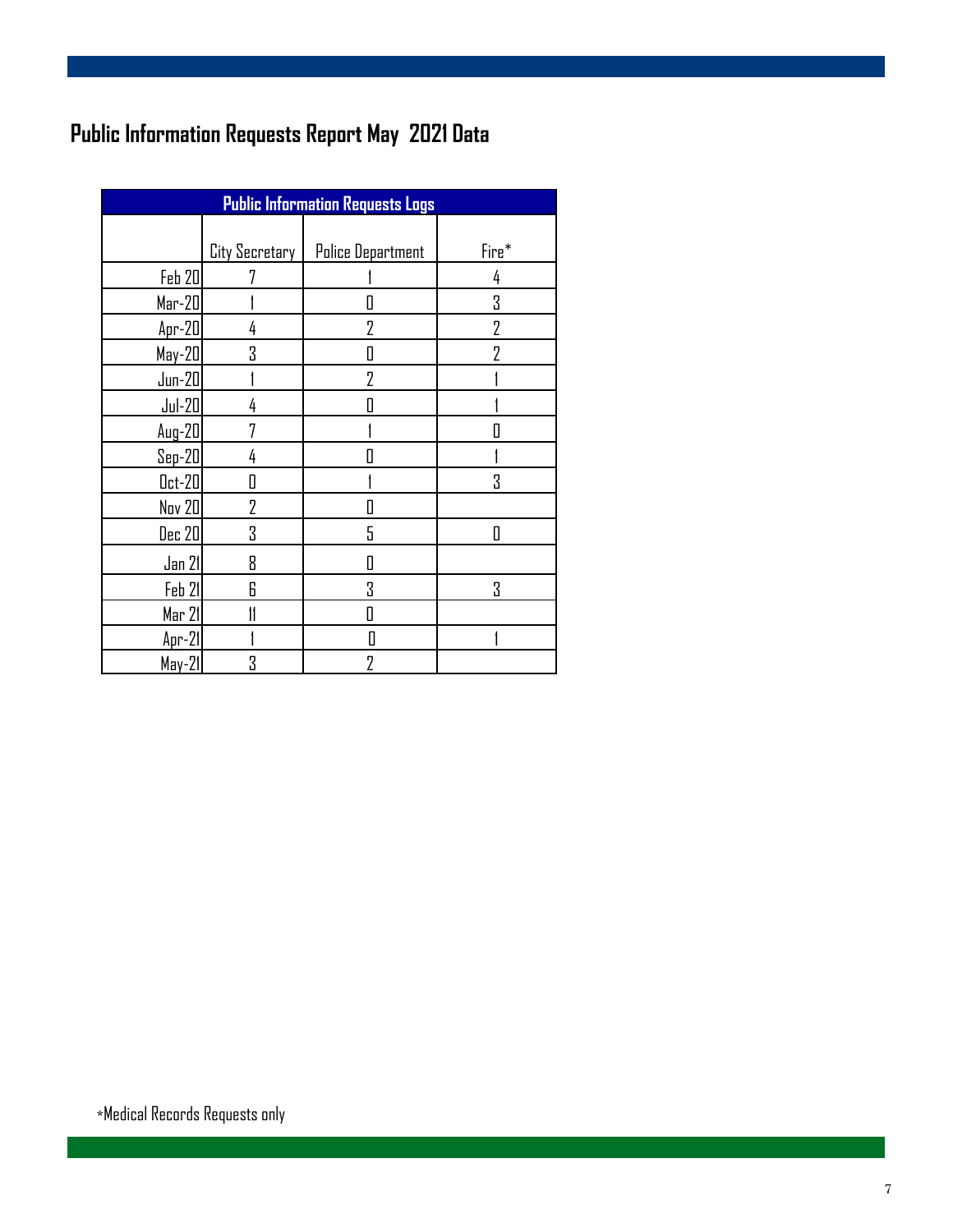# Public Information Requests Report May 2021 Data

| Public Information Requests Logs | | | |
|---|---|---|---|
| | City Secretary | Police Department | Fire* |
| Feb 20 | 7 | 1 | 4 |
| Mar-20 | 1 | 0 | 3 |
| Apr-20 | 4 | 2 | 2 |
| May-20 | 3 | 0 | 2 |
| Jun-20 | 1 | 2 | 1 |
| Jul-20 | 4 | 0 | 1 |
| Aug-20 | 7 | 1 | 0 |
| Sep-20 | 4 | 0 | 1 |
| Oct-20 | 0 | 1 | 3 |
| Nov 20 | 2 | 0 | |
| Dec 20 | 3 | 5 | 0 |
| Jan 21 | 8 | 0 | |
| Feb 21 | 6 | 3 | 3 |
| Mar 21 | 11 | 0 | |
| Apr-21 | 1 | 0 | 1 |
| May-21 | 3 | 2 | |

*Medical Records Requests only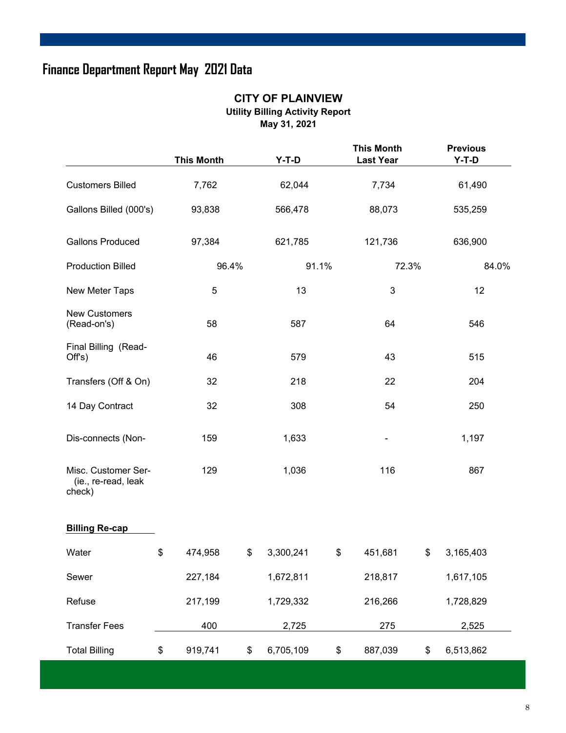# Finance Department Report May 2021 Data

## CITY OF PLAINVIEW

### Utility Billing Activity Report

### May 31, 2021

| | This Month | Y-T-D | This Month Last Year | Previous Y-T-D |
|---|---|---|---|---|
| Customers Billed | 7,762 | 62,044 | 7,734 | 61,490 |
| Gallons Billed (000's) | 93,838 | 566,478 | 88,073 | 535,259 |
| Gallons Produced | 97,384 | 621,785 | 121,736 | 636,900 |
| Production Billed | 96.4% | 91.1% | 72.3% | 84.0% |
| New Meter Taps | 5 | 13 | 3 | 12 |
| New Customers (Read-on's) | 58 | 587 | 64 | 546 |
| Final Billing (Read-Off's) | 46 | 579 | 43 | 515 |
| Transfers (Off & On) | 32 | 218 | 22 | 204 |
| 14 Day Contract | 32 | 308 | 54 | 250 |
| Dis-connects (Non- | 159 | 1,633 | - | 1,197 |
| Misc. Customer Ser- (ie., re-read, leak check) | 129 | 1,036 | 116 | 867 |
| **Billing Re-cap** | | | | |
| Water | $ 474,958 | $ 3,300,241 | $ 451,681 | $ 3,165,403 |
| Sewer | 227,184 | 1,672,811 | 218,817 | 1,617,105 |
| Refuse | 217,199 | 1,729,332 | 216,266 | 1,728,829 |
| Transfer Fees | 400 | 2,725 | 275 | 2,525 |
| Total Billing | $ 919,741 | $ 6,705,109 | $ 887,039 | $ 6,513,862 |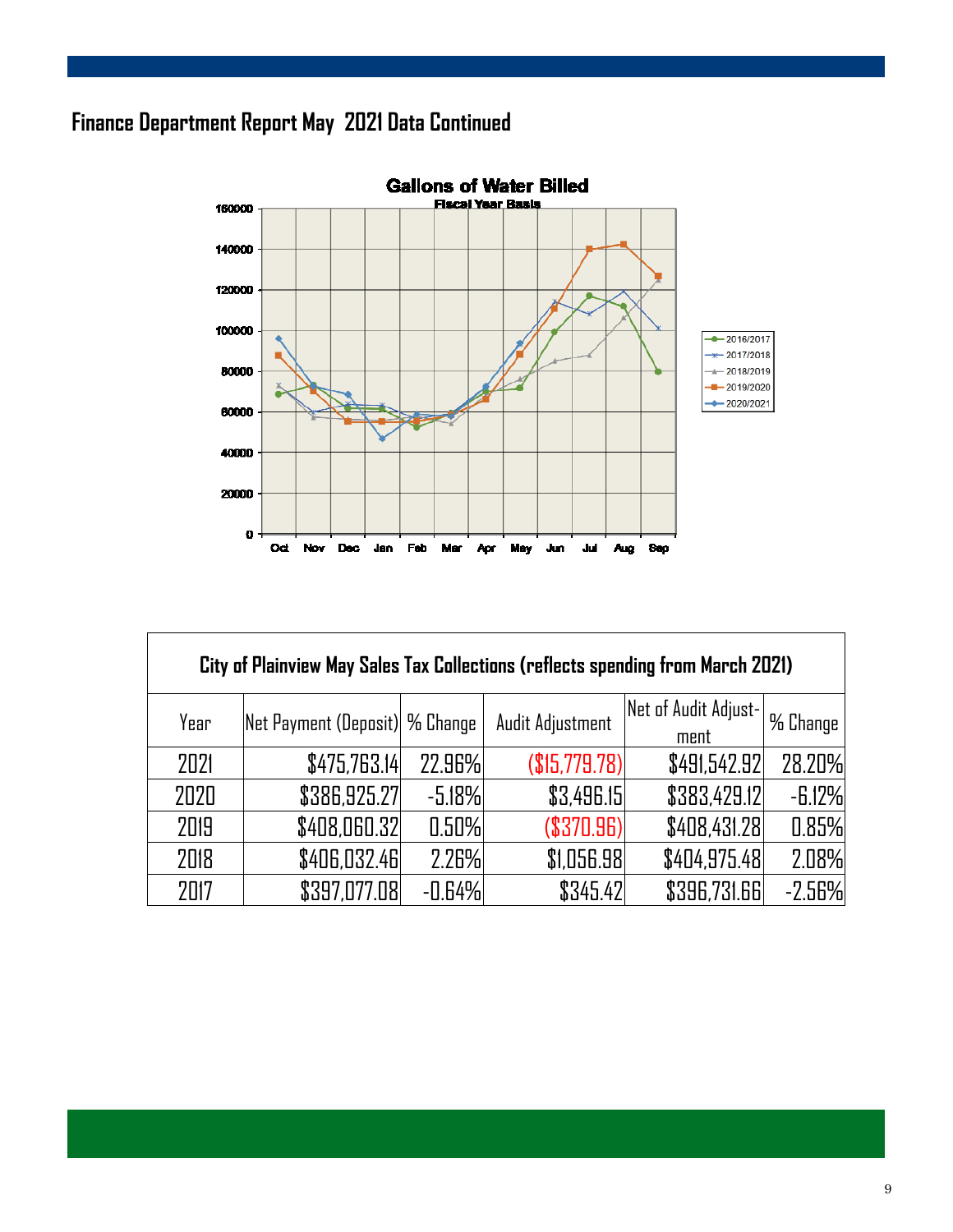## Finance Department Report May 2021 Data Continued

**Gallons of Water Billed**
Fiscal Year Basis

| City of Plainview May Sales Tax Collections (reflects spending from March 2021) | | | | | |
|---|---|---|---|---|---|
| Year | Net Payment (Deposit) | % Change | Audit Adjustment | Net of Audit Adjustment | % Change |
| 2021 | $475,763.14 | 22.96% | ($15,779.78) | $491,542.92 | 28.20% |
| 2020 | $386,925.27 | -5.18% | $3,496.15 | $383,429.12 | -6.12% |
| 2019 | $408,060.32 | 0.50% | ($370.96) | $408,431.28 | 0.85% |
| 2018 | $406,032.46 | 2.26% | $1,056.98 | $404,975.48 | 2.08% |
| 2017 | $397,077.08 | -0.64% | $345.42 | $396,731.66 | -2.56% |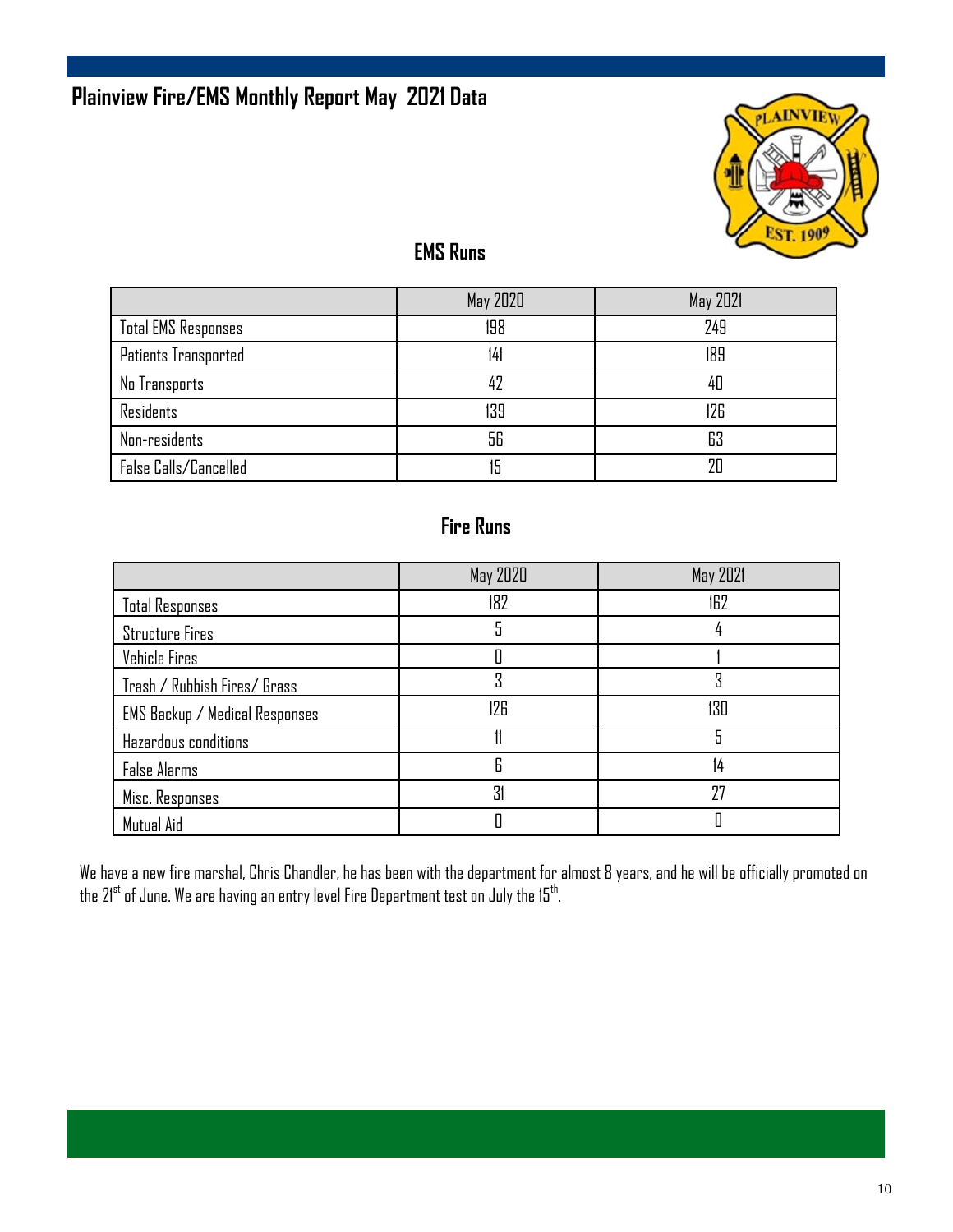# Plainview Fire/EMS Monthly Report May 2021 Data

## EMS Runs

| | May 2020 | May 2021 |
|---|---|---|
| Total EMS Responses | 198 | 249 |
| Patients Transported | 141 | 189 |
| No Transports | 42 | 40 |
| Residents | 139 | 126 |
| Non-residents | 56 | 63 |
| False Calls/Cancelled | 15 | 20 |

## Fire Runs

| | May 2020 | May 2021 |
|---|---|---|
| Total Responses | 182 | 162 |
| Structure Fires | 5 | 4 |
| Vehicle Fires | 0 | 1 |
| Trash / Rubbish Fires/ Grass | 3 | 3 |
| EMS Backup / Medical Responses | 126 | 130 |
| Hazardous conditions | 11 | 5 |
| False Alarms | 6 | 14 |
| Misc. Responses | 31 | 27 |
| Mutual Aid | 0 | 0 |

We have a new fire marshal, Chris Chandler, he has been with the department for almost 8 years, and he will be officially promoted on the 21st of June. We are having an entry level Fire Department test on July the 15th.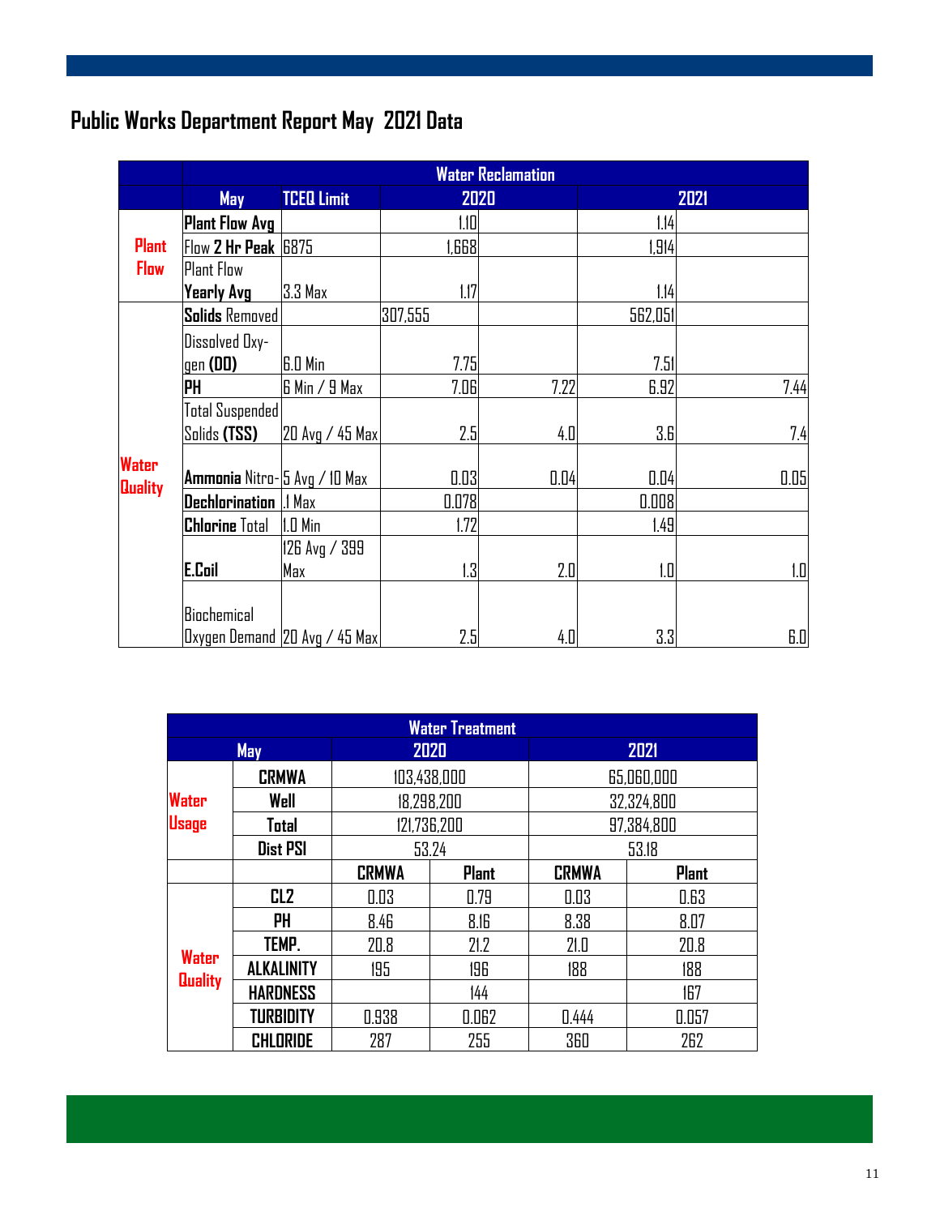# Public Works Department Report May 2021 Data

| | Water Reclamation | | | | | |
|---|---|---|---|---|---|---|
| | May | TCEQ Limit | 2020 | | 2021 | |
| Plant Flow | Plant Flow Avg | | 1.10 | | 1.14 | |
| | Flow 2 Hr Peak | 6875 | 1,668 | | 1,914 | |
| | Plant Flow Yearly Avg | 3.3 Max | 1.17 | | 1.14 | |
| Water Quality | Solids Removed | | 307,555 | | 562,051 | |
| | Dissolved Oxygen (DO) | 6.0 Min | 7.75 | | 7.51 | |
| | PH | 6 Min / 9 Max | 7.06 | 7.22 | 6.92 | 7.44 |
| | Total Suspended Solids (TSS) | 20 Avg / 45 Max | 2.5 | 4.0 | 3.6 | 7.4 |
| | Ammonia Nitro- | 5 Avg / 10 Max | 0.03 | 0.04 | 0.04 | 0.05 |
| | Dechlorination | .1 Max | 0.078 | | 0.008 | |
| | Chlorine Total | 1.0 Min | 1.72 | | 1.49 | |
| | E.Coil | 126 Avg / 399 Max | 1.3 | 2.0 | 1.0 | 1.0 |
| | Biochemical Oxygen Demand | 20 Avg / 45 Max | 2.5 | 4.0 | 3.3 | 6.0 |

| Water Treatment | | | | | |
|---|---|---|---|---|---|
| May | | 2020 | | 2021 | |
| Water Usage | CRMWA | 103,438,000 | | 65,060,000 | |
| | Well | 18,298,200 | | 32,324,800 | |
| | Total | 121,736,200 | | 97,384,800 | |
| | Dist PSI | 53.24 | | 53.18 | |
| | | CRMWA | Plant | CRMWA | Plant |
| Water Quality | CL2 | 0.03 | 0.79 | 0.03 | 0.63 |
| | PH | 8.46 | 8.16 | 8.38 | 8.07 |
| | TEMP. | 20.8 | 21.2 | 21.0 | 20.8 |
| | ALKALINITY | 195 | 196 | 188 | 188 |
| | HARDNESS | | 144 | | 167 |
| | TURBIDITY | 0.938 | 0.062 | 0.444 | 0.057 |
| | CHLORIDE | 287 | 255 | 360 | 262 |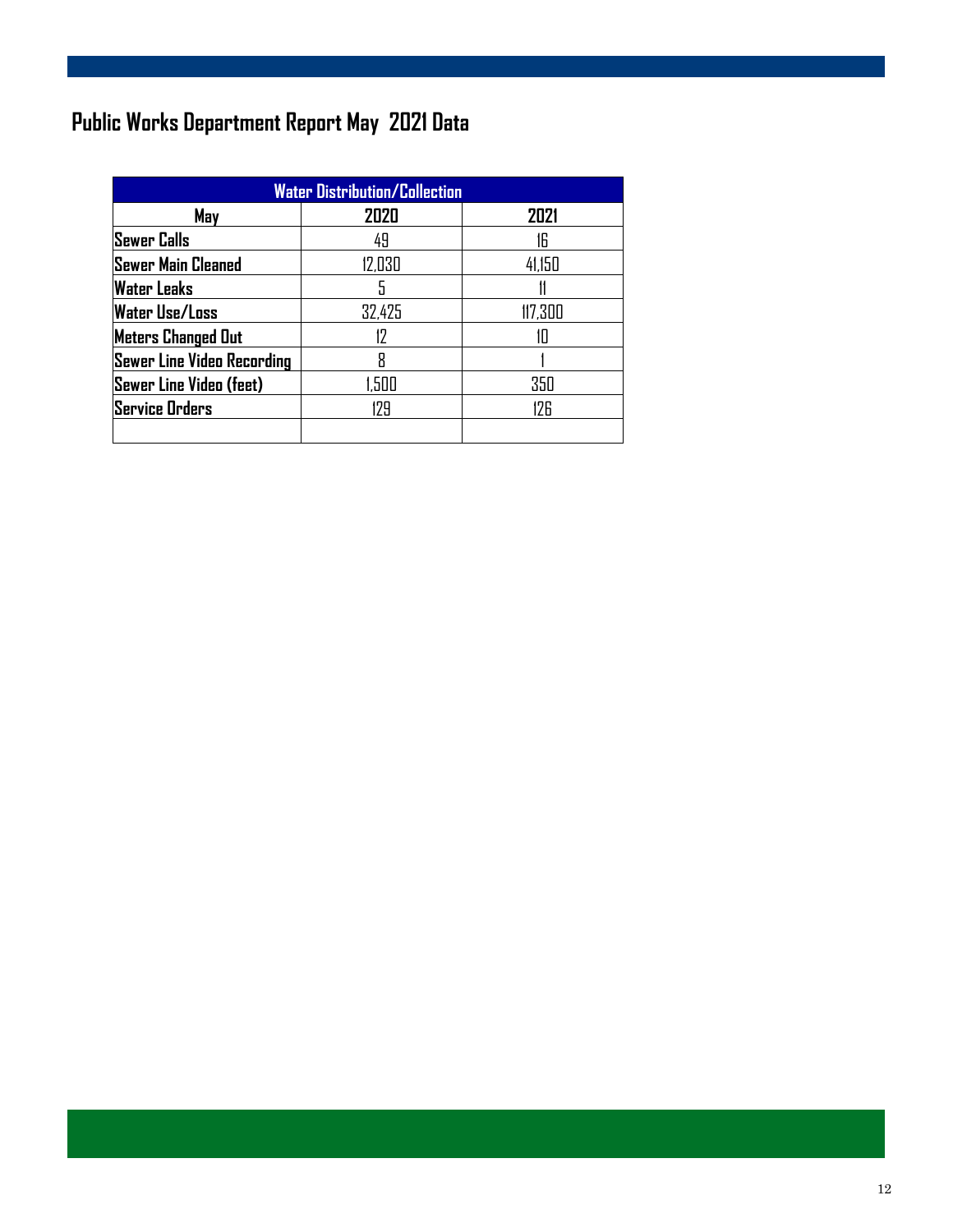# Public Works Department Report May 2021 Data

| Water Distribution/Collection | | |
|---|---|---|
| May | 2020 | 2021 |
| Sewer Calls | 49 | 16 |
| Sewer Main Cleaned | 12,030 | 41,150 |
| Water Leaks | 5 | 11 |
| Water Use/Loss | 32,425 | 117,300 |
| Meters Changed Out | 12 | 10 |
| Sewer Line Video Recording | 8 | 1 |
| Sewer Line Video (feet) | 1,500 | 350 |
| Service Orders | 129 | 126 |
| | | |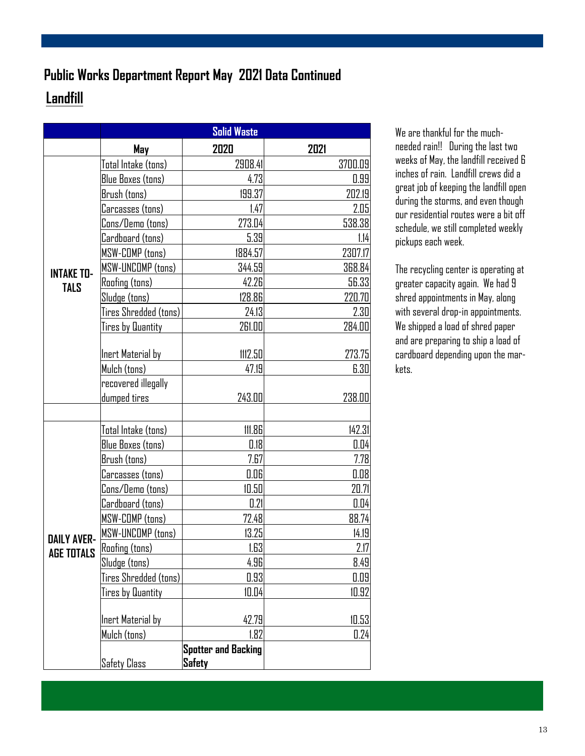# Public Works Department Report May 2021 Data Continued

## Landfill

| | Solid Waste | | |
|---|---|---|---|
| | **May** | **2020** | **2021** |
| **INTAKE TOTALS** | Total Intake (tons) | 2908.41 | 3700.09 |
| | Blue Boxes (tons) | 4.73 | 0.99 |
| | Brush (tons) | 199.37 | 202.19 |
| | Carcasses (tons) | 1.47 | 2.05 |
| | Cons/Demo (tons) | 273.04 | 538.38 |
| | Cardboard (tons) | 5.39 | 1.14 |
| | MSW-COMP (tons) | 1884.57 | 2307.17 |
| | MSW-UNCOMP (tons) | 344.59 | 368.84 |
| | Roofing (tons) | 42.26 | 56.33 |
| | Sludge (tons) | 128.86 | 220.70 |
| | Tires Shredded (tons) | 24.13 | 2.30 |
| | Tires by Quantity | 261.00 | 284.00 |
| | Inert Material by | 1112.50 | 273.75 |
| | Mulch (tons) | 47.19 | 6.30 |
| | recovered illegally dumped tires | 243.00 | 238.00 |
| | | | |
| **DAILY AVERAGE TOTALS** | Total Intake (tons) | 111.86 | 142.31 |
| | Blue Boxes (tons) | 0.18 | 0.04 |
| | Brush (tons) | 7.67 | 7.78 |
| | Carcasses (tons) | 0.06 | 0.08 |
| | Cons/Demo (tons) | 10.50 | 20.71 |
| | Cardboard (tons) | 0.21 | 0.04 |
| | MSW-COMP (tons) | 72.48 | 88.74 |
| | MSW-UNCOMP (tons) | 13.25 | 14.19 |
| | Roofing (tons) | 1.63 | 2.17 |
| | Sludge (tons) | 4.96 | 8.49 |
| | Tires Shredded (tons) | 0.93 | 0.09 |
| | Tires by Quantity | 10.04 | 10.92 |
| | Inert Material by | 42.79 | 10.53 |
| | Mulch (tons) | 1.82 | 0.24 |
| | Safety Class | **Spotter and Backing Safety** | |

We are thankful for the much-needed rain!! During the last two weeks of May, the landfill received 6 inches of rain. Landfill crews did a great job of keeping the landfill open during the storms, and even though our residential routes were a bit off schedule, we still completed weekly pickups each week.

The recycling center is operating at greater capacity again. We had 9 shred appointments in May, along with several drop-in appointments. We shipped a load of shred paper and are preparing to ship a load of cardboard depending upon the markets.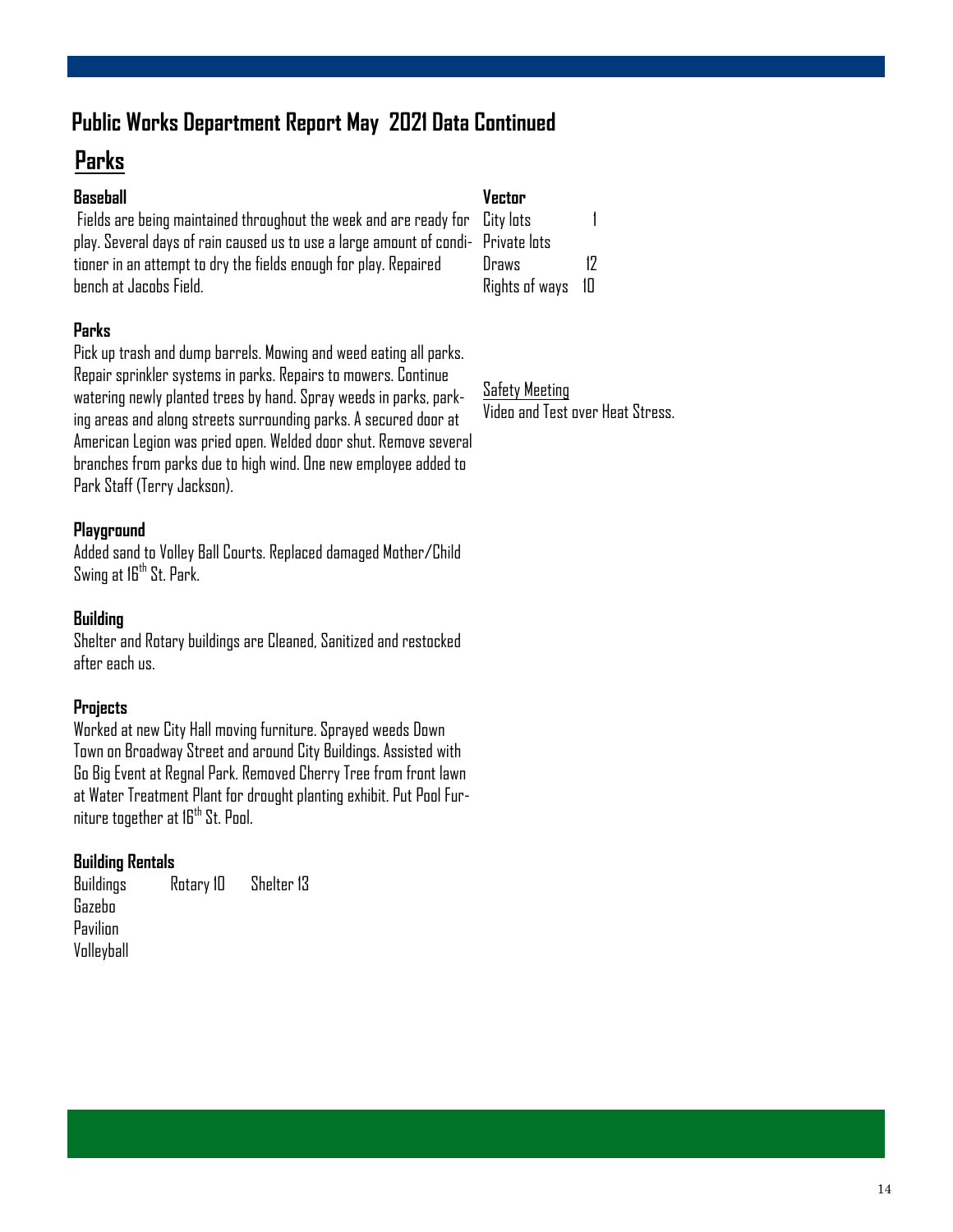# Public Works Department Report May 2021 Data Continued

## Parks

### Baseball

Fields are being maintained throughout the week and are ready for play. Several days of rain caused us to use a large amount of conditioner in an attempt to dry the fields enough for play. Repaired bench at Jacobs Field.

### Parks

Pick up trash and dump barrels. Mowing and weed eating all parks. Repair sprinkler systems in parks. Repairs to mowers. Continue watering newly planted trees by hand. Spray weeds in parks, parking areas and along streets surrounding parks. A secured door at American Legion was pried open. Welded door shut. Remove several branches from parks due to high wind. One new employee added to Park Staff (Terry Jackson).

### Playground

Added sand to Volley Ball Courts. Replaced damaged Mother/Child Swing at 16th St. Park.

### Building

Shelter and Rotary buildings are Cleaned, Sanitized and restocked after each us.

### Projects

Worked at new City Hall moving furniture. Sprayed weeds Down Town on Broadway Street and around City Buildings. Assisted with Go Big Event at Regnal Park. Removed Cherry Tree from front lawn at Water Treatment Plant for drought planting exhibit. Put Pool Furniture together at 16th St. Pool.

### Building Rentals

| Buildings | Rotary 10 | Shelter 13 |
|---|---|---|
| Gazebo | | |
| Pavilion | | |
| Volleyball | | |

### Vector

| | |
|---|---|
| City lots | 1 |
| Private lots | |
| Draws | 12 |
| Rights of ways | 10 |

<u>Safety Meeting</u>

Video and Test over Heat Stress.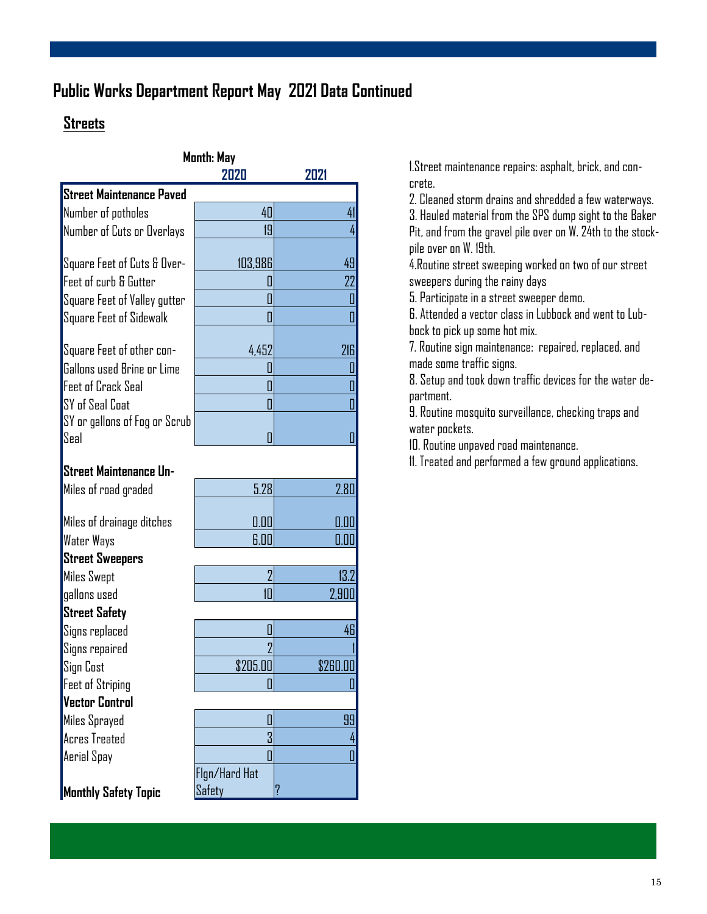# Public Works Department Report May 2021 Data Continued

## Streets

| Month: May | 2020 | 2021 |
|---|---|---|
| **Street Maintenance Paved** | | |
| Number of potholes | 40 | 41 |
| Number of Cuts or Overlays | 19 | 4 |
| Square Feet of Cuts & Over- | 103,986 | 49 |
| Feet of curb & Gutter | 0 | 22 |
| Square Feet of Valley gutter | 0 | 0 |
| Square Feet of Sidewalk | 0 | 0 |
| Square Feet of other con- | 4,452 | 216 |
| Gallons used Brine or Lime | 0 | 0 |
| Feet of Crack Seal | 0 | 0 |
| SY of Seal Coat | 0 | 0 |
| SY or gallons of Fog or Scrub Seal | 0 | 0 |
| **Street Maintenance Un-** | | |
| Miles of road graded | 5.28 | 2.80 |
| Miles of drainage ditches | 0.00 | 0.00 |
| Water Ways | 6.00 | 0.00 |
| **Street Sweepers** | | |
| Miles Swept | 2 | 13.2 |
| gallons used | 10 | 2,900 |
| **Street Safety** | | |
| Signs replaced | 0 | 46 |
| Signs repaired | 2 | 1 |
| Sign Cost | $205.00 | $260.00 |
| Feet of Striping | 0 | 0 |
| **Vector Control** | | |
| Miles Sprayed | 0 | 99 |
| Acres Treated | 3 | 4 |
| Aerial Spay | 0 | 0 |
| **Monthly Safety Topic** | Flgn/Hard Hat Safety | ? |

1. Street maintenance repairs: asphalt, brick, and concrete.
2. Cleaned storm drains and shredded a few waterways.
3. Hauled material from the SPS dump sight to the Baker Pit, and from the gravel pile over on W. 24th to the stockpile over on W. 19th.
4. Routine street sweeping worked on two of our street sweepers during the rainy days
5. Participate in a street sweeper demo.
6. Attended a vector class in Lubbock and went to Lubbock to pick up some hot mix.
7. Routine sign maintenance: repaired, replaced, and made some traffic signs.
8. Setup and took down traffic devices for the water department.
9. Routine mosquito surveillance, checking traps and water pockets.
10. Routine unpaved road maintenance.
11. Treated and performed a few ground applications.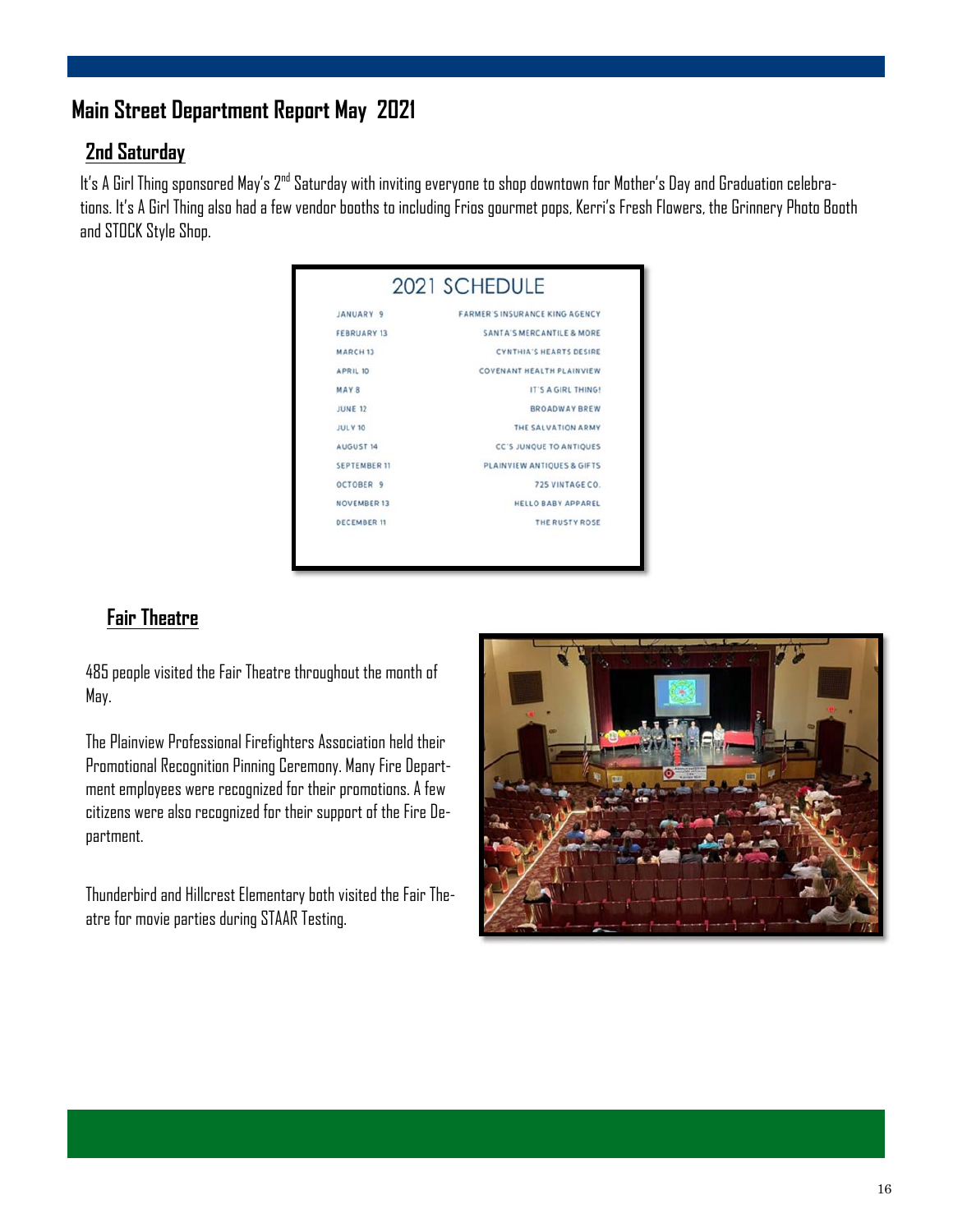# Main Street Department Report May 2021

## 2nd Saturday

It's A Girl Thing sponsored May's 2nd Saturday with inviting everyone to shop downtown for Mother's Day and Graduation celebrations. It's A Girl Thing also had a few vendor booths to including Frios gourmet pops, Kerri's Fresh Flowers, the Grinnery Photo Booth and STOCK Style Shop.

**2021 SCHEDULE**

| Date | Sponsor |
| --- | --- |
| JANUARY 9 | FARMER'S INSURANCE KING AGENCY |
| FEBRUARY 13 | SANTA'S MERCANTILE & MORE |
| MARCH 13 | CYNTHIA'S HEARTS DESIRE |
| APRIL 10 | COVENANT HEALTH PLAINVIEW |
| MAY 8 | IT'S A GIRL THING! |
| JUNE 12 | BROADWAY BREW |
| JULY 10 | THE SALVATION ARMY |
| AUGUST 14 | CC'S JUNQUE TO ANTIQUES |
| SEPTEMBER 11 | PLAINVIEW ANTIQUES & GIFTS |
| OCTOBER 9 | 725 VINTAGE CO. |
| NOVEMBER 13 | HELLO BABY APPAREL |
| DECEMBER 11 | THE RUSTY ROSE |

## Fair Theatre

485 people visited the Fair Theatre throughout the month of May.

The Plainview Professional Firefighters Association held their Promotional Recognition Pinning Ceremony. Many Fire Department employees were recognized for their promotions. A few citizens were also recognized for their support of the Fire Department.

Thunderbird and Hillcrest Elementary both visited the Fair Theatre for movie parties during STAAR Testing.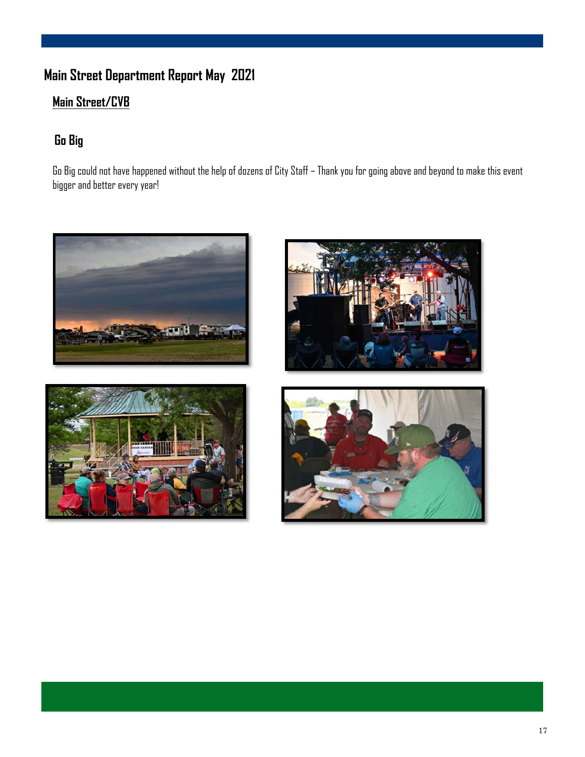# Main Street Department Report May 2021

## Main Street/CVB

### Go Big

Go Big could not have happened without the help of dozens of City Staff – Thank you for going above and beyond to make this event bigger and better every year!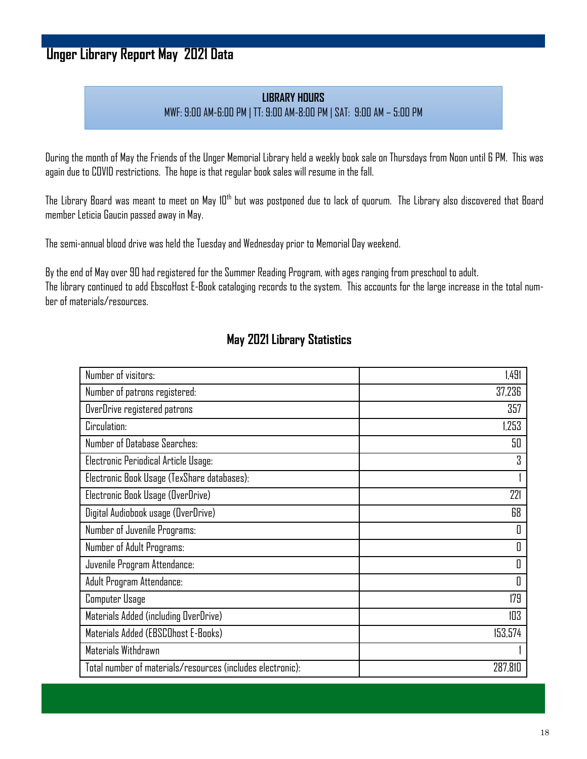# Unger Library Report May 2021 Data

**LIBRARY HOURS**

MWF: 9:00 AM-6:00 PM | TT: 9:00 AM-8:00 PM | SAT: 9:00 AM – 5:00 PM

During the month of May the Friends of the Unger Memorial Library held a weekly book sale on Thursdays from Noon until 6 PM. This was again due to COVID restrictions. The hope is that regular book sales will resume in the fall.

The Library Board was meant to meet on May 10th but was postponed due to lack of quorum. The Library also discovered that Board member Leticia Gaucin passed away in May.

The semi-annual blood drive was held the Tuesday and Wednesday prior to Memorial Day weekend.

By the end of May over 90 had registered for the Summer Reading Program, with ages ranging from preschool to adult.
The library continued to add EbscoHost E-Book cataloging records to the system. This accounts for the large increase in the total number of materials/resources.

## May 2021 Library Statistics

| | |
|---|---:|
| Number of visitors: | 1,491 |
| Number of patrons registered: | 37,236 |
| OverDrive registered patrons | 357 |
| Circulation: | 1,253 |
| Number of Database Searches: | 50 |
| Electronic Periodical Article Usage: | 3 |
| Electronic Book Usage (TexShare databases): | 1 |
| Electronic Book Usage (OverDrive) | 221 |
| Digital Audiobook usage (OverDrive) | 68 |
| Number of Juvenile Programs: | 0 |
| Number of Adult Programs: | 0 |
| Juvenile Program Attendance: | 0 |
| Adult Program Attendance: | 0 |
| Computer Usage | 179 |
| Materials Added (including OverDrive) | 103 |
| Materials Added (EBSCOhost E-Books) | 153,574 |
| Materials Withdrawn | 1 |
| Total number of materials/resources (includes electronic): | 287,810 |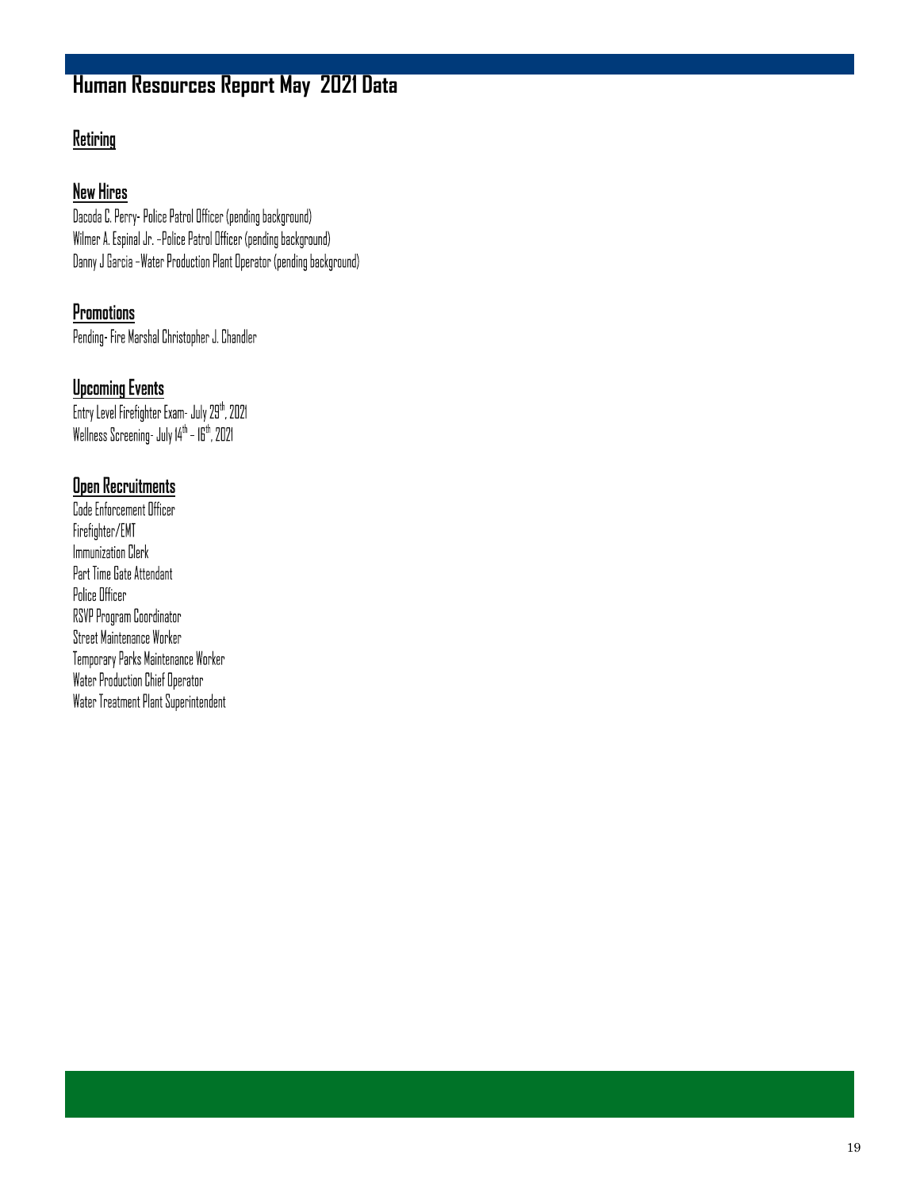# Human Resources Report May 2021 Data

## Retiring

## New Hires

Dacoda C. Perry- Police Patrol Officer (pending background)
Wilmer A. Espinal Jr. –Police Patrol Officer (pending background)
Danny J Garcia –Water Production Plant Operator (pending background)

## Promotions

Pending- Fire Marshal Christopher J. Chandler

## Upcoming Events

Entry Level Firefighter Exam- July 29th, 2021
Wellness Screening- July 14th – 16th, 2021

## Open Recruitments

Code Enforcement Officer
Firefighter/EMT
Immunization Clerk
Part Time Gate Attendant
Police Officer
RSVP Program Coordinator
Street Maintenance Worker
Temporary Parks Maintenance Worker
Water Production Chief Operator
Water Treatment Plant Superintendent